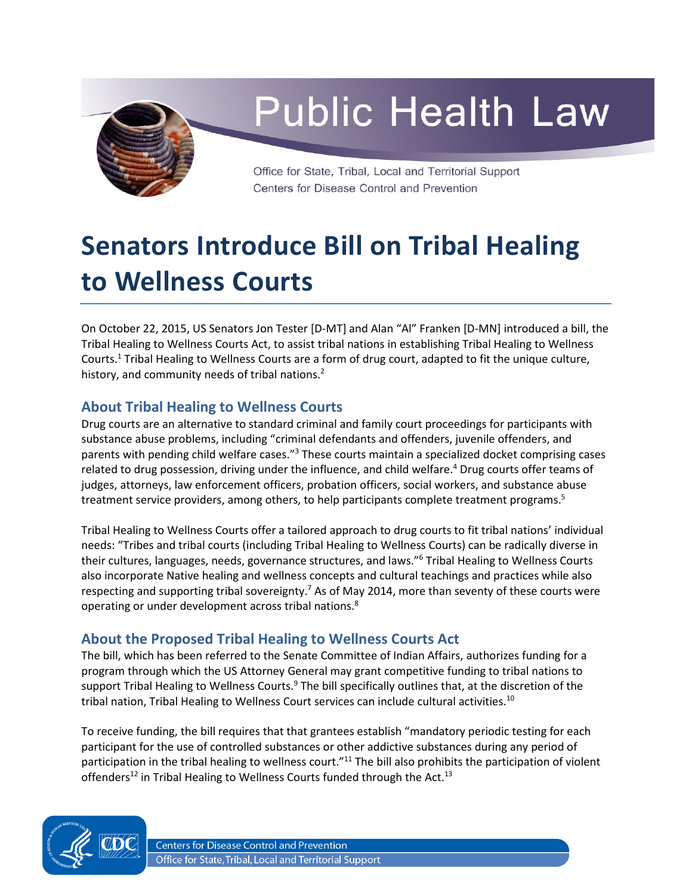# Public Health Law

Office for State, Tribal, Local and Territorial Support
Centers for Disease Control and Prevention

# Senators Introduce Bill on Tribal Healing to Wellness Courts

On October 22, 2015, US Senators Jon Tester [D-MT] and Alan "Al" Franken [D-MN] introduced a bill, the Tribal Healing to Wellness Courts Act, to assist tribal nations in establishing Tribal Healing to Wellness Courts.[1] Tribal Healing to Wellness Courts are a form of drug court, adapted to fit the unique culture, history, and community needs of tribal nations.[2]

## About Tribal Healing to Wellness Courts

Drug courts are an alternative to standard criminal and family court proceedings for participants with substance abuse problems, including "criminal defendants and offenders, juvenile offenders, and parents with pending child welfare cases."[3] These courts maintain a specialized docket comprising cases related to drug possession, driving under the influence, and child welfare.[4] Drug courts offer teams of judges, attorneys, law enforcement officers, probation officers, social workers, and substance abuse treatment service providers, among others, to help participants complete treatment programs.[5]

Tribal Healing to Wellness Courts offer a tailored approach to drug courts to fit tribal nations' individual needs: "Tribes and tribal courts (including Tribal Healing to Wellness Courts) can be radically diverse in their cultures, languages, needs, governance structures, and laws."[6] Tribal Healing to Wellness Courts also incorporate Native healing and wellness concepts and cultural teachings and practices while also respecting and supporting tribal sovereignty.[7] As of May 2014, more than seventy of these courts were operating or under development across tribal nations.[8]

## About the Proposed Tribal Healing to Wellness Courts Act

The bill, which has been referred to the Senate Committee of Indian Affairs, authorizes funding for a program through which the US Attorney General may grant competitive funding to tribal nations to support Tribal Healing to Wellness Courts.[9] The bill specifically outlines that, at the discretion of the tribal nation, Tribal Healing to Wellness Court services can include cultural activities.[10]

To receive funding, the bill requires that that grantees establish "mandatory periodic testing for each participant for the use of controlled substances or other addictive substances during any period of participation in the tribal healing to wellness court."[11] The bill also prohibits the participation of violent offenders[12] in Tribal Healing to Wellness Courts funded through the Act.[13]

Centers for Disease Control and Prevention
Office for State, Tribal, Local and Territorial Support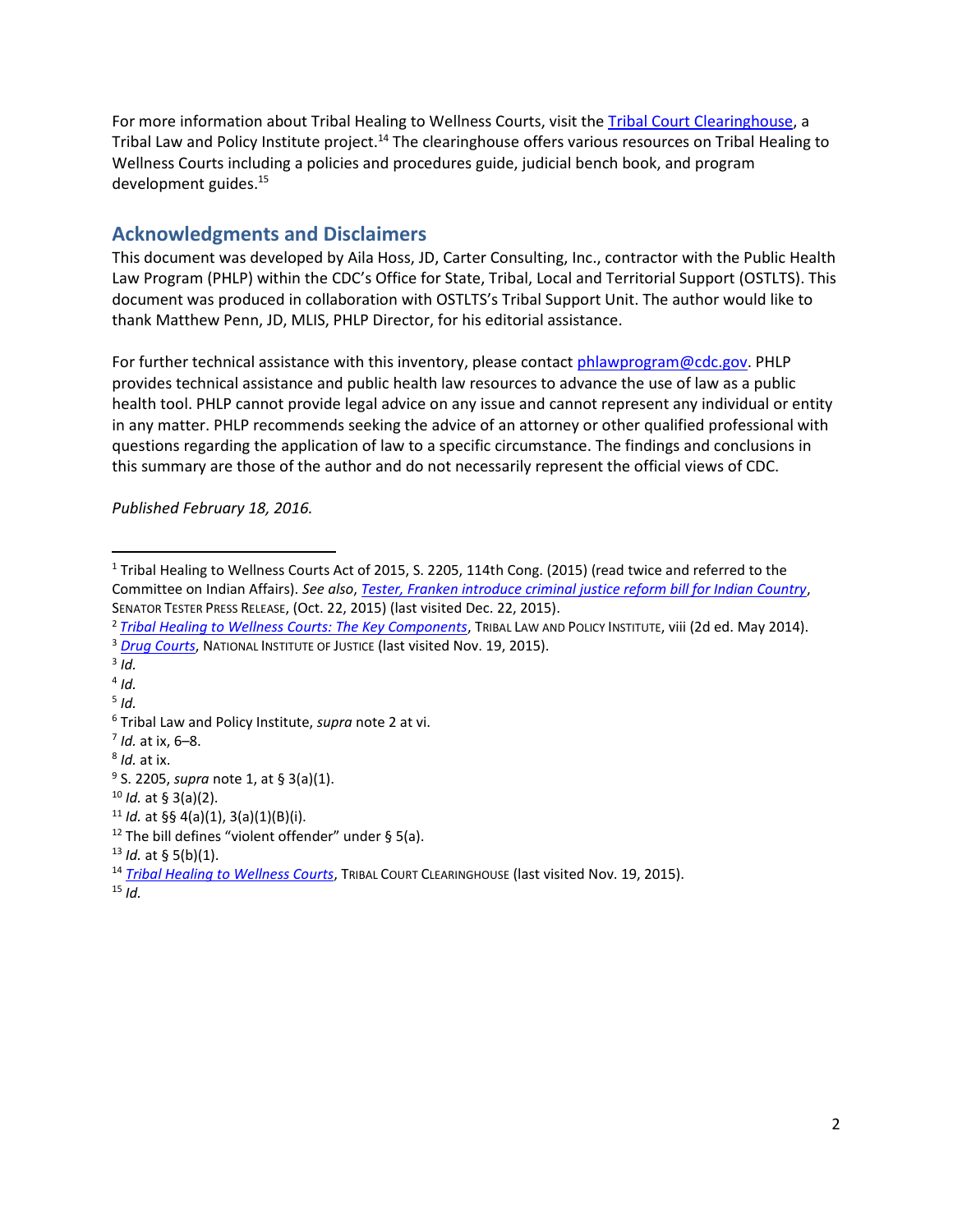For more information about Tribal Healing to Wellness Courts, visit the Tribal Court Clearinghouse, a Tribal Law and Policy Institute project.[14] The clearinghouse offers various resources on Tribal Healing to Wellness Courts including a policies and procedures guide, judicial bench book, and program development guides.[15]

## Acknowledgments and Disclaimers

This document was developed by Aila Hoss, JD, Carter Consulting, Inc., contractor with the Public Health Law Program (PHLP) within the CDC's Office for State, Tribal, Local and Territorial Support (OSTLTS). This document was produced in collaboration with OSTLTS's Tribal Support Unit. The author would like to thank Matthew Penn, JD, MLIS, PHLP Director, for his editorial assistance.

For further technical assistance with this inventory, please contact phlawprogram@cdc.gov. PHLP provides technical assistance and public health law resources to advance the use of law as a public health tool. PHLP cannot provide legal advice on any issue and cannot represent any individual or entity in any matter. PHLP recommends seeking the advice of an attorney or other qualified professional with questions regarding the application of law to a specific circumstance. The findings and conclusions in this summary are those of the author and do not necessarily represent the official views of CDC.

*Published February 18, 2016.*

---

[1] Tribal Healing to Wellness Courts Act of 2015, S. 2205, 114th Cong. (2015) (read twice and referred to the Committee on Indian Affairs). *See also*, *Tester, Franken introduce criminal justice reform bill for Indian Country*, SENATOR TESTER PRESS RELEASE, (Oct. 22, 2015) (last visited Dec. 22, 2015).

[2] *Tribal Healing to Wellness Courts: The Key Components*, TRIBAL LAW AND POLICY INSTITUTE, viii (2d ed. May 2014).

[3] *Drug Courts*, NATIONAL INSTITUTE OF JUSTICE (last visited Nov. 19, 2015).

[3] *Id.*

[4] *Id.*

[5] *Id.*

[6] Tribal Law and Policy Institute, *supra* note 2 at vi.

[7] *Id.* at ix, 6–8.

[8] *Id.* at ix.

[9] S. 2205, *supra* note 1, at § 3(a)(1).

[10] *Id.* at § 3(a)(2).

[11] *Id.* at §§ 4(a)(1), 3(a)(1)(B)(i).

[12] The bill defines "violent offender" under § 5(a).

[13] *Id.* at § 5(b)(1).

[14] *Tribal Healing to Wellness Courts*, TRIBAL COURT CLEARINGHOUSE (last visited Nov. 19, 2015).

[15] *Id.*